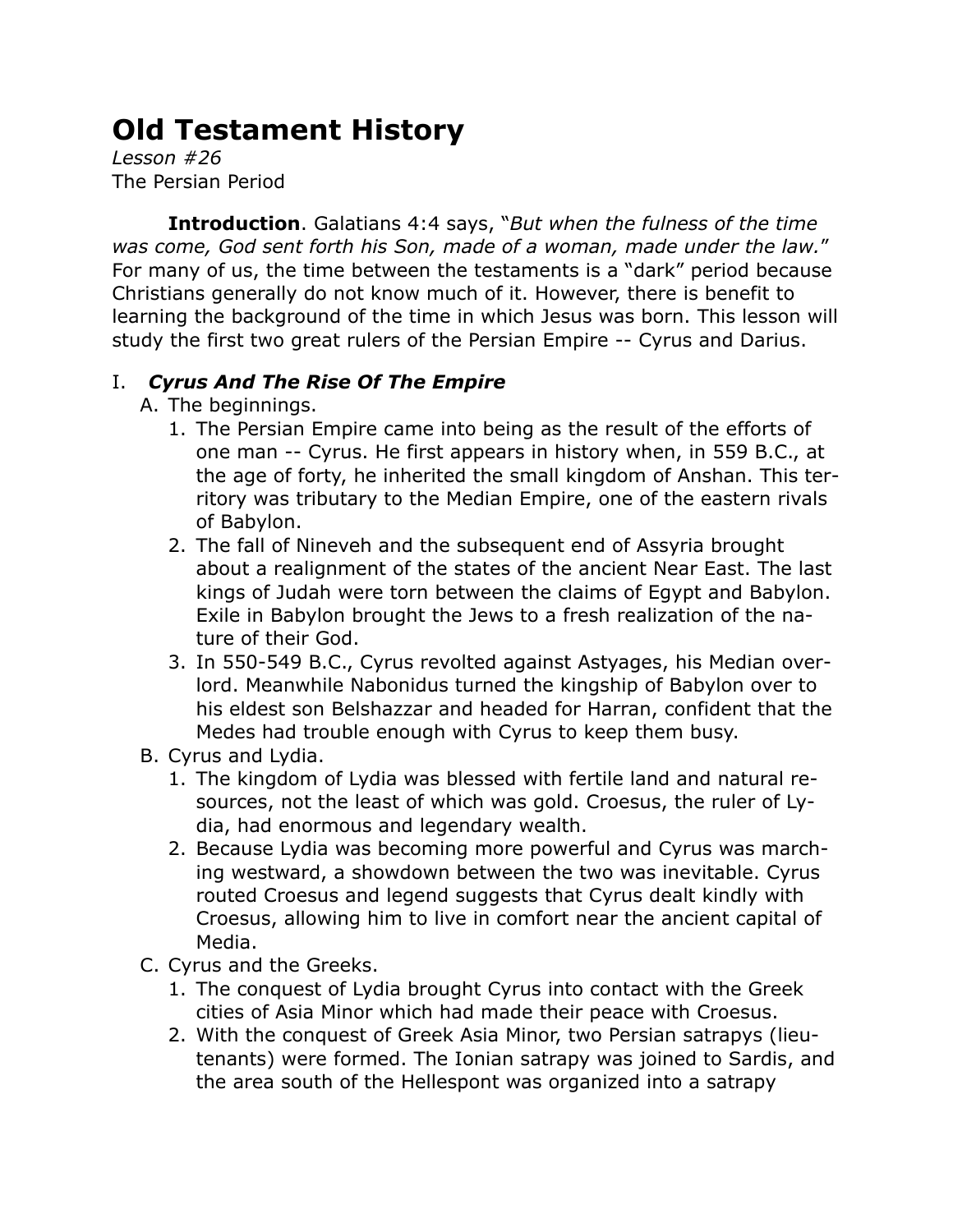# Old Testament History

*Lesson #26*
The Persian Period

**Introduction**. Galatians 4:4 says, "*But when the fulness of the time was come, God sent forth his Son, made of a woman, made under the law.*" For many of us, the time between the testaments is a "dark" period because Christians generally do not know much of it. However, there is benefit to learning the background of the time in which Jesus was born. This lesson will study the first two great rulers of the Persian Empire -- Cyrus and Darius.

## I. *Cyrus And The Rise Of The Empire*

A. The beginnings.

1. The Persian Empire came into being as the result of the efforts of one man -- Cyrus. He first appears in history when, in 559 B.C., at the age of forty, he inherited the small kingdom of Anshan. This territory was tributary to the Median Empire, one of the eastern rivals of Babylon.
2. The fall of Nineveh and the subsequent end of Assyria brought about a realignment of the states of the ancient Near East. The last kings of Judah were torn between the claims of Egypt and Babylon. Exile in Babylon brought the Jews to a fresh realization of the nature of their God.
3. In 550-549 B.C., Cyrus revolted against Astyages, his Median overlord. Meanwhile Nabonidus turned the kingship of Babylon over to his eldest son Belshazzar and headed for Harran, confident that the Medes had trouble enough with Cyrus to keep them busy.

B. Cyrus and Lydia.

1. The kingdom of Lydia was blessed with fertile land and natural resources, not the least of which was gold. Croesus, the ruler of Lydia, had enormous and legendary wealth.
2. Because Lydia was becoming more powerful and Cyrus was marching westward, a showdown between the two was inevitable. Cyrus routed Croesus and legend suggests that Cyrus dealt kindly with Croesus, allowing him to live in comfort near the ancient capital of Media.

C. Cyrus and the Greeks.

1. The conquest of Lydia brought Cyrus into contact with the Greek cities of Asia Minor which had made their peace with Croesus.
2. With the conquest of Greek Asia Minor, two Persian satrapys (lieutenants) were formed. The Ionian satrapy was joined to Sardis, and the area south of the Hellespont was organized into a satrapy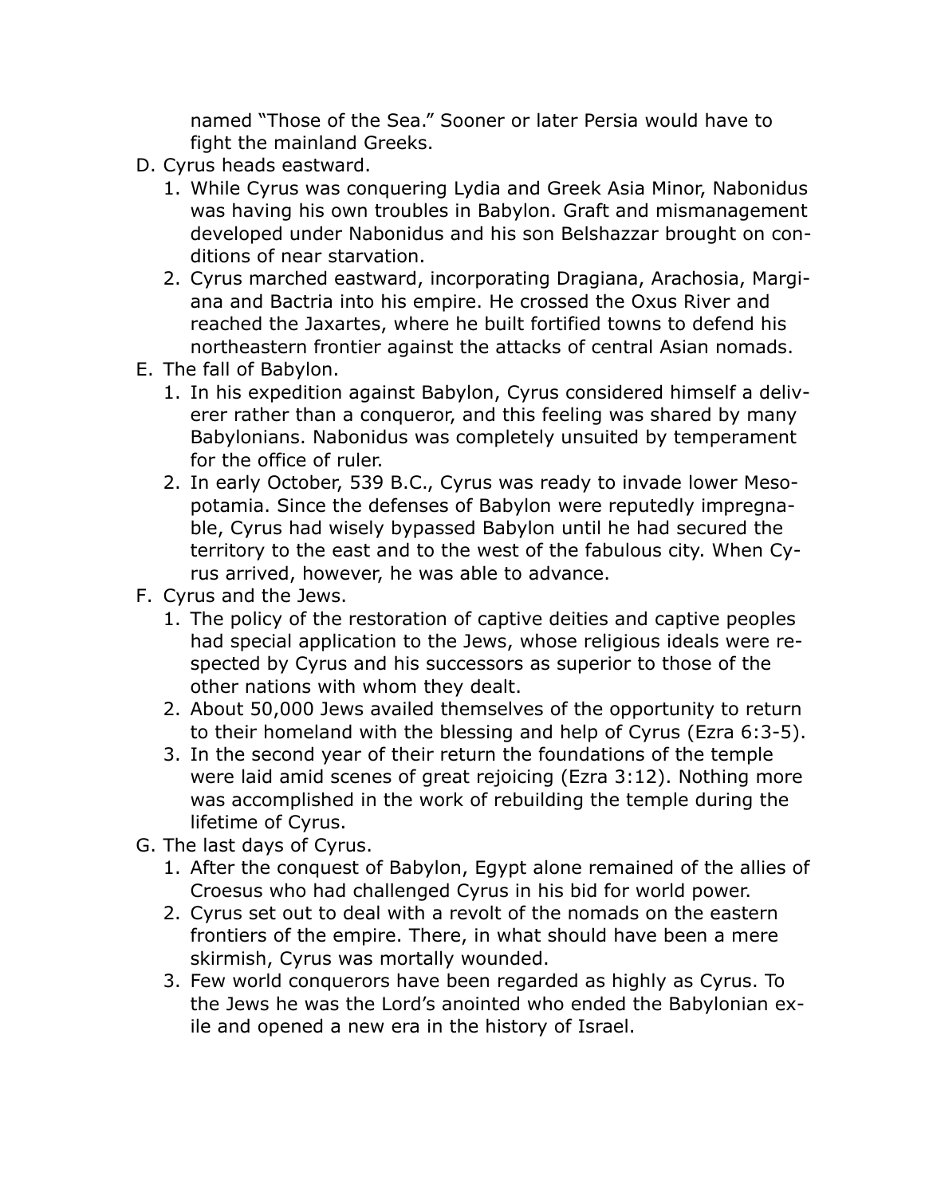named "Those of the Sea." Sooner or later Persia would have to fight the mainland Greeks.

D. Cyrus heads eastward.
   1. While Cyrus was conquering Lydia and Greek Asia Minor, Nabonidus was having his own troubles in Babylon. Graft and mismanagement developed under Nabonidus and his son Belshazzar brought on conditions of near starvation.
   2. Cyrus marched eastward, incorporating Dragiana, Arachosia, Margiana and Bactria into his empire. He crossed the Oxus River and reached the Jaxartes, where he built fortified towns to defend his northeastern frontier against the attacks of central Asian nomads.

E. The fall of Babylon.
   1. In his expedition against Babylon, Cyrus considered himself a deliverer rather than a conqueror, and this feeling was shared by many Babylonians. Nabonidus was completely unsuited by temperament for the office of ruler.
   2. In early October, 539 B.C., Cyrus was ready to invade lower Mesopotamia. Since the defenses of Babylon were reputedly impregnable, Cyrus had wisely bypassed Babylon until he had secured the territory to the east and to the west of the fabulous city. When Cyrus arrived, however, he was able to advance.

F. Cyrus and the Jews.
   1. The policy of the restoration of captive deities and captive peoples had special application to the Jews, whose religious ideals were respected by Cyrus and his successors as superior to those of the other nations with whom they dealt.
   2. About 50,000 Jews availed themselves of the opportunity to return to their homeland with the blessing and help of Cyrus (Ezra 6:3-5).
   3. In the second year of their return the foundations of the temple were laid amid scenes of great rejoicing (Ezra 3:12). Nothing more was accomplished in the work of rebuilding the temple during the lifetime of Cyrus.

G. The last days of Cyrus.
   1. After the conquest of Babylon, Egypt alone remained of the allies of Croesus who had challenged Cyrus in his bid for world power.
   2. Cyrus set out to deal with a revolt of the nomads on the eastern frontiers of the empire. There, in what should have been a mere skirmish, Cyrus was mortally wounded.
   3. Few world conquerors have been regarded as highly as Cyrus. To the Jews he was the Lord's anointed who ended the Babylonian exile and opened a new era in the history of Israel.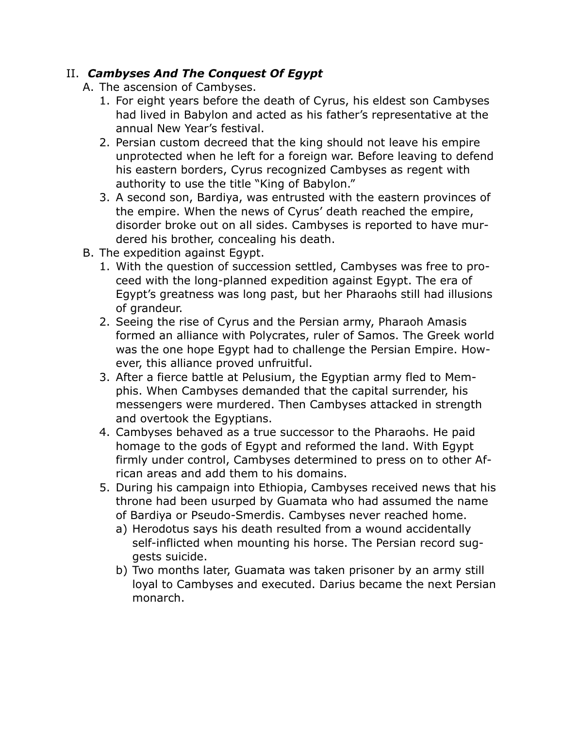## II. *Cambyses And The Conquest Of Egypt*

A. The ascension of Cambyses.

1. For eight years before the death of Cyrus, his eldest son Cambyses had lived in Babylon and acted as his father's representative at the annual New Year's festival.
2. Persian custom decreed that the king should not leave his empire unprotected when he left for a foreign war. Before leaving to defend his eastern borders, Cyrus recognized Cambyses as regent with authority to use the title "King of Babylon."
3. A second son, Bardiya, was entrusted with the eastern provinces of the empire. When the news of Cyrus' death reached the empire, disorder broke out on all sides. Cambyses is reported to have murdered his brother, concealing his death.

B. The expedition against Egypt.

1. With the question of succession settled, Cambyses was free to proceed with the long-planned expedition against Egypt. The era of Egypt's greatness was long past, but her Pharaohs still had illusions of grandeur.
2. Seeing the rise of Cyrus and the Persian army, Pharaoh Amasis formed an alliance with Polycrates, ruler of Samos. The Greek world was the one hope Egypt had to challenge the Persian Empire. However, this alliance proved unfruitful.
3. After a fierce battle at Pelusium, the Egyptian army fled to Memphis. When Cambyses demanded that the capital surrender, his messengers were murdered. Then Cambyses attacked in strength and overtook the Egyptians.
4. Cambyses behaved as a true successor to the Pharaohs. He paid homage to the gods of Egypt and reformed the land. With Egypt firmly under control, Cambyses determined to press on to other African areas and add them to his domains.
5. During his campaign into Ethiopia, Cambyses received news that his throne had been usurped by Guamata who had assumed the name of Bardiya or Pseudo-Smerdis. Cambyses never reached home.
   a) Herodotus says his death resulted from a wound accidentally self-inflicted when mounting his horse. The Persian record suggests suicide.
   b) Two months later, Guamata was taken prisoner by an army still loyal to Cambyses and executed. Darius became the next Persian monarch.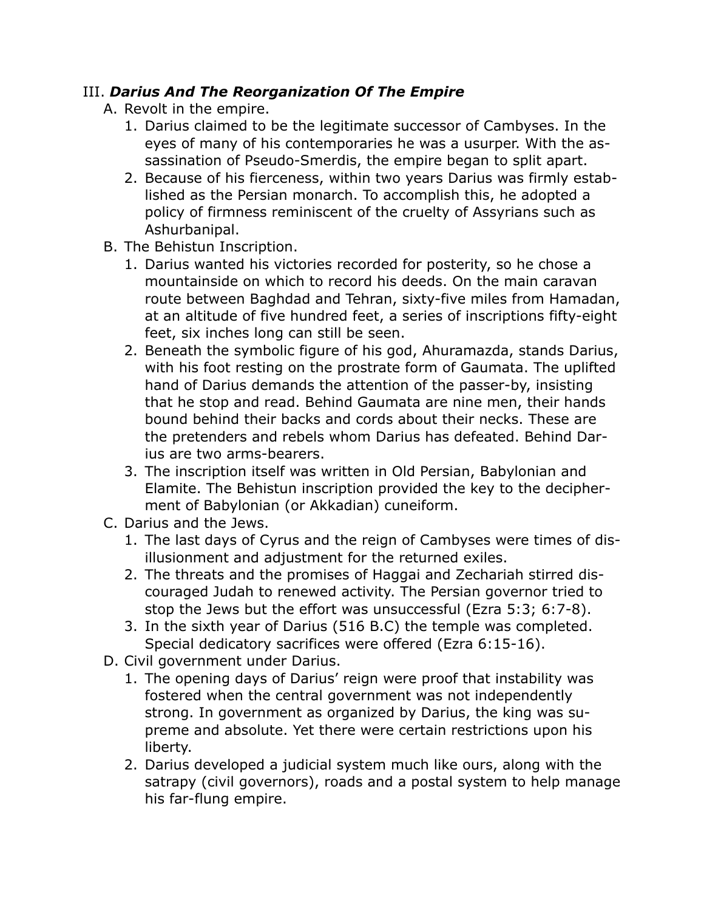III. ***Darius And The Reorganization Of The Empire***

A. Revolt in the empire.
   1. Darius claimed to be the legitimate successor of Cambyses. In the eyes of many of his contemporaries he was a usurper. With the assassination of Pseudo-Smerdis, the empire began to split apart.
   2. Because of his fierceness, within two years Darius was firmly established as the Persian monarch. To accomplish this, he adopted a policy of firmness reminiscent of the cruelty of Assyrians such as Ashurbanipal.

B. The Behistun Inscription.
   1. Darius wanted his victories recorded for posterity, so he chose a mountainside on which to record his deeds. On the main caravan route between Baghdad and Tehran, sixty-five miles from Hamadan, at an altitude of five hundred feet, a series of inscriptions fifty-eight feet, six inches long can still be seen.
   2. Beneath the symbolic figure of his god, Ahuramazda, stands Darius, with his foot resting on the prostrate form of Gaumata. The uplifted hand of Darius demands the attention of the passer-by, insisting that he stop and read. Behind Gaumata are nine men, their hands bound behind their backs and cords about their necks. These are the pretenders and rebels whom Darius has defeated. Behind Darius are two arms-bearers.
   3. The inscription itself was written in Old Persian, Babylonian and Elamite. The Behistun inscription provided the key to the decipherment of Babylonian (or Akkadian) cuneiform.

C. Darius and the Jews.
   1. The last days of Cyrus and the reign of Cambyses were times of disillusionment and adjustment for the returned exiles.
   2. The threats and the promises of Haggai and Zechariah stirred discouraged Judah to renewed activity. The Persian governor tried to stop the Jews but the effort was unsuccessful (Ezra 5:3; 6:7-8).
   3. In the sixth year of Darius (516 B.C) the temple was completed. Special dedicatory sacrifices were offered (Ezra 6:15-16).

D. Civil government under Darius.
   1. The opening days of Darius' reign were proof that instability was fostered when the central government was not independently strong. In government as organized by Darius, the king was supreme and absolute. Yet there were certain restrictions upon his liberty.
   2. Darius developed a judicial system much like ours, along with the satrapy (civil governors), roads and a postal system to help manage his far-flung empire.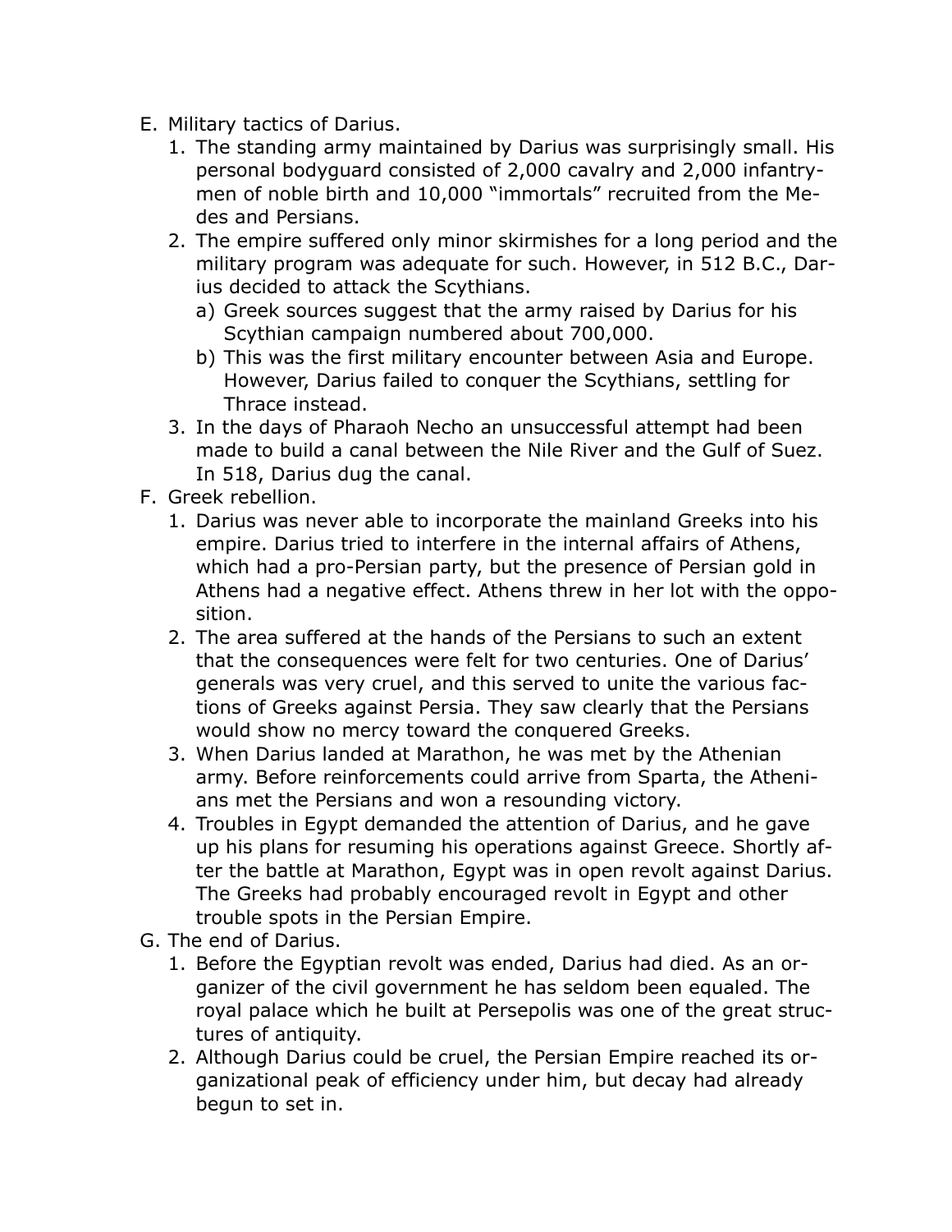E. Military tactics of Darius.
   1. The standing army maintained by Darius was surprisingly small. His personal bodyguard consisted of 2,000 cavalry and 2,000 infantrymen of noble birth and 10,000 "immortals" recruited from the Medes and Persians.
   2. The empire suffered only minor skirmishes for a long period and the military program was adequate for such. However, in 512 B.C., Darius decided to attack the Scythians.
      a) Greek sources suggest that the army raised by Darius for his Scythian campaign numbered about 700,000.
      b) This was the first military encounter between Asia and Europe. However, Darius failed to conquer the Scythians, settling for Thrace instead.
   3. In the days of Pharaoh Necho an unsuccessful attempt had been made to build a canal between the Nile River and the Gulf of Suez. In 518, Darius dug the canal.

F. Greek rebellion.
   1. Darius was never able to incorporate the mainland Greeks into his empire. Darius tried to interfere in the internal affairs of Athens, which had a pro-Persian party, but the presence of Persian gold in Athens had a negative effect. Athens threw in her lot with the opposition.
   2. The area suffered at the hands of the Persians to such an extent that the consequences were felt for two centuries. One of Darius' generals was very cruel, and this served to unite the various factions of Greeks against Persia. They saw clearly that the Persians would show no mercy toward the conquered Greeks.
   3. When Darius landed at Marathon, he was met by the Athenian army. Before reinforcements could arrive from Sparta, the Athenians met the Persians and won a resounding victory.
   4. Troubles in Egypt demanded the attention of Darius, and he gave up his plans for resuming his operations against Greece. Shortly after the battle at Marathon, Egypt was in open revolt against Darius. The Greeks had probably encouraged revolt in Egypt and other trouble spots in the Persian Empire.

G. The end of Darius.
   1. Before the Egyptian revolt was ended, Darius had died. As an organizer of the civil government he has seldom been equaled. The royal palace which he built at Persepolis was one of the great structures of antiquity.
   2. Although Darius could be cruel, the Persian Empire reached its organizational peak of efficiency under him, but decay had already begun to set in.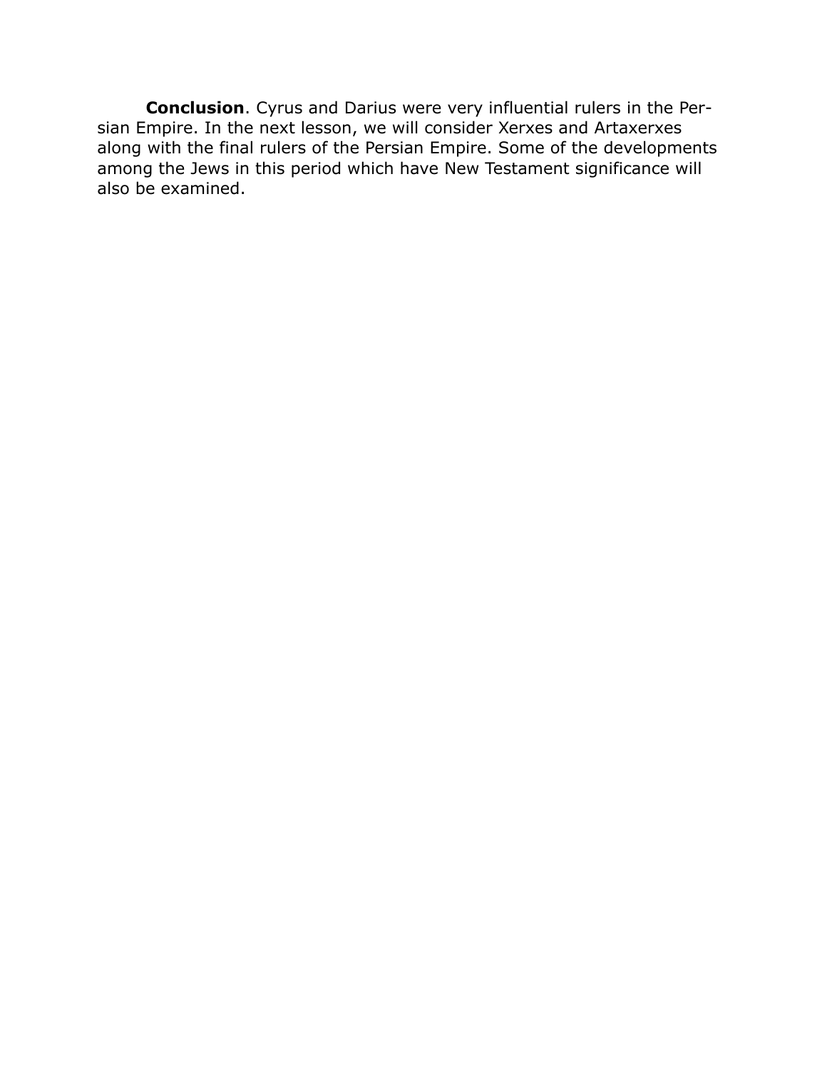**Conclusion**. Cyrus and Darius were very influential rulers in the Persian Empire. In the next lesson, we will consider Xerxes and Artaxerxes along with the final rulers of the Persian Empire. Some of the developments among the Jews in this period which have New Testament significance will also be examined.